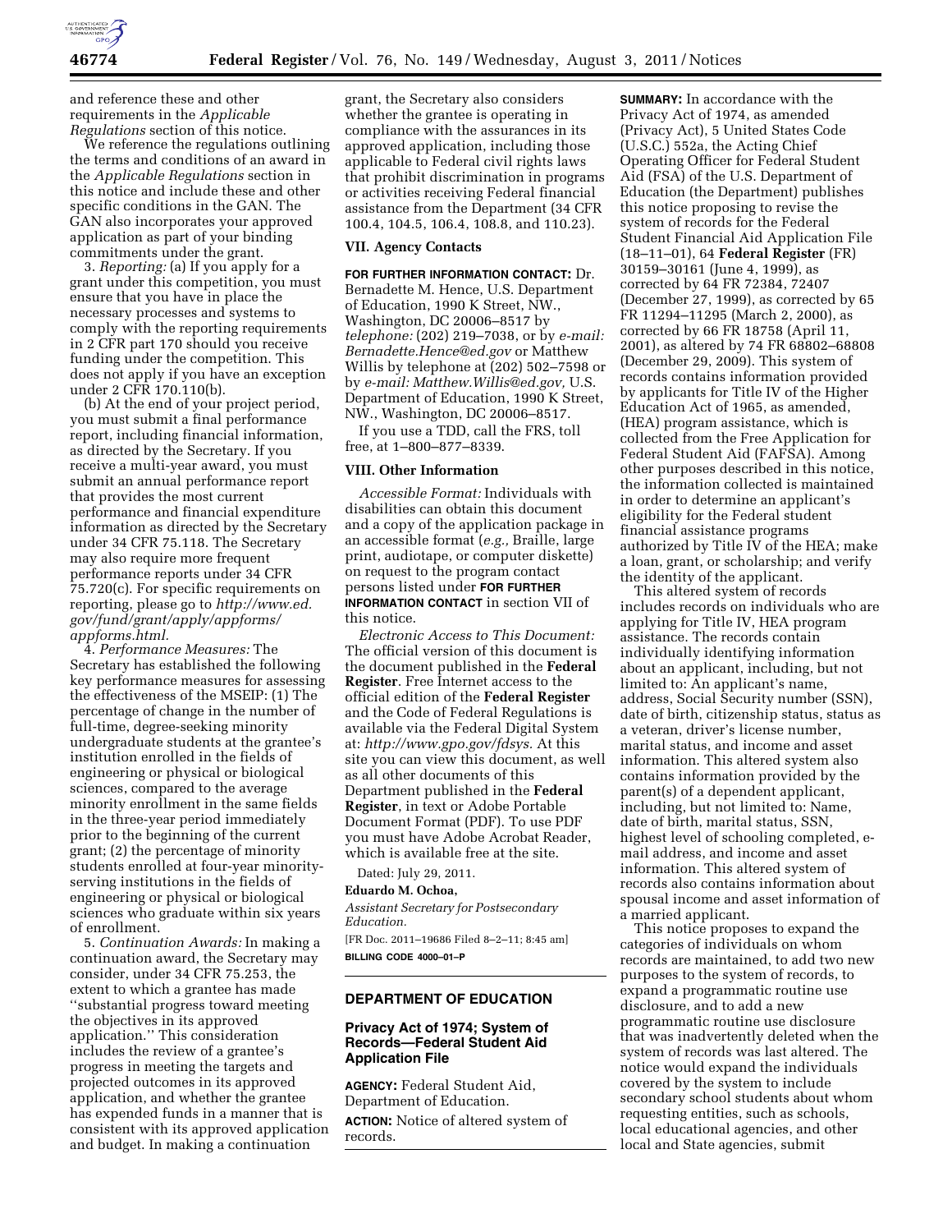and reference these and other requirements in the *Applicable Regulations* section of this notice.

We reference the regulations outlining the terms and conditions of an award in the *Applicable Regulations* section in this notice and include these and other specific conditions in the GAN. The GAN also incorporates your approved application as part of your binding commitments under the grant.

3. *Reporting:* (a) If you apply for a grant under this competition, you must ensure that you have in place the necessary processes and systems to comply with the reporting requirements in 2 CFR part 170 should you receive funding under the competition. This does not apply if you have an exception under 2 CFR 170.110(b).

(b) At the end of your project period, you must submit a final performance report, including financial information, as directed by the Secretary. If you receive a multi-year award, you must submit an annual performance report that provides the most current performance and financial expenditure information as directed by the Secretary under 34 CFR 75.118. The Secretary may also require more frequent performance reports under 34 CFR 75.720(c). For specific requirements on reporting, please go to *http://www.ed.gov/fund/grant/apply/appforms/appforms.html.*

4. *Performance Measures:* The Secretary has established the following key performance measures for assessing the effectiveness of the MSEIP: (1) The percentage of change in the number of full-time, degree-seeking minority undergraduate students at the grantee's institution enrolled in the fields of engineering or physical or biological sciences, compared to the average minority enrollment in the same fields in the three-year period immediately prior to the beginning of the current grant; (2) the percentage of minority students enrolled at four-year minority-serving institutions in the fields of engineering or physical or biological sciences who graduate within six years of enrollment.

5. *Continuation Awards:* In making a continuation award, the Secretary may consider, under 34 CFR 75.253, the extent to which a grantee has made ''substantial progress toward meeting the objectives in its approved application.'' This consideration includes the review of a grantee's progress in meeting the targets and projected outcomes in its approved application, and whether the grantee has expended funds in a manner that is consistent with its approved application and budget. In making a continuation grant, the Secretary also considers whether the grantee is operating in compliance with the assurances in its approved application, including those applicable to Federal civil rights laws that prohibit discrimination in programs or activities receiving Federal financial assistance from the Department (34 CFR 100.4, 104.5, 106.4, 108.8, and 110.23).

### VII. Agency Contacts

**FOR FURTHER INFORMATION CONTACT:** Dr. Bernadette M. Hence, U.S. Department of Education, 1990 K Street, NW., Washington, DC 20006–8517 by *telephone:* (202) 219–7038, or by *e-mail: Bernadette.Hence@ed.gov* or Matthew Willis by telephone at (202) 502–7598 or by *e-mail: Matthew.Willis@ed.gov,* U.S. Department of Education, 1990 K Street, NW., Washington, DC 20006–8517.

If you use a TDD, call the FRS, toll free, at 1–800–877–8339.

### VIII. Other Information

*Accessible Format:* Individuals with disabilities can obtain this document and a copy of the application package in an accessible format (*e.g.,* Braille, large print, audiotape, or computer diskette) on request to the program contact persons listed under **FOR FURTHER INFORMATION CONTACT** in section VII of this notice.

*Electronic Access to This Document:* The official version of this document is the document published in the **Federal Register**. Free Internet access to the official edition of the **Federal Register** and the Code of Federal Regulations is available via the Federal Digital System at: *http://www.gpo.gov/fdsys.* At this site you can view this document, as well as all other documents of this Department published in the **Federal Register**, in text or Adobe Portable Document Format (PDF). To use PDF you must have Adobe Acrobat Reader, which is available free at the site.

Dated: July 29, 2011.

**Eduardo M. Ochoa,**

*Assistant Secretary for Postsecondary Education.*

[FR Doc. 2011–19686 Filed 8–2–11; 8:45 am]

**BILLING CODE 4000–01–P**

## DEPARTMENT OF EDUCATION

### Privacy Act of 1974; System of Records—Federal Student Aid Application File

**AGENCY:** Federal Student Aid, Department of Education.

**ACTION:** Notice of altered system of records.

**SUMMARY:** In accordance with the Privacy Act of 1974, as amended (Privacy Act), 5 United States Code (U.S.C.) 552a, the Acting Chief Operating Officer for Federal Student Aid (FSA) of the U.S. Department of Education (the Department) publishes this notice proposing to revise the system of records for the Federal Student Financial Aid Application File (18–11–01), 64 **Federal Register** (FR) 30159–30161 (June 4, 1999), as corrected by 64 FR 72384, 72407 (December 27, 1999), as corrected by 65 FR 11294–11295 (March 2, 2000), as corrected by 66 FR 18758 (April 11, 2001), as altered by 74 FR 68802–68808 (December 29, 2009). This system of records contains information provided by applicants for Title IV of the Higher Education Act of 1965, as amended, (HEA) program assistance, which is collected from the Free Application for Federal Student Aid (FAFSA). Among other purposes described in this notice, the information collected is maintained in order to determine an applicant's eligibility for the Federal student financial assistance programs authorized by Title IV of the HEA; make a loan, grant, or scholarship; and verify the identity of the applicant.

This altered system of records includes records on individuals who are applying for Title IV, HEA program assistance. The records contain individually identifying information about an applicant, including, but not limited to: An applicant's name, address, Social Security number (SSN), date of birth, citizenship status, status as a veteran, driver's license number, marital status, and income and asset information. This altered system also contains information provided by the parent(s) of a dependent applicant, including, but not limited to: Name, date of birth, marital status, SSN, highest level of schooling completed, e-mail address, and income and asset information. This altered system of records also contains information about spousal income and asset information of a married applicant.

This notice proposes to expand the categories of individuals on whom records are maintained, to add two new purposes to the system of records, to expand a programmatic routine use disclosure, and to add a new programmatic routine use disclosure that was inadvertently deleted when the system of records was last altered. The notice would expand the individuals covered by the system to include secondary school students about whom requesting entities, such as schools, local educational agencies, and other local and State agencies, submit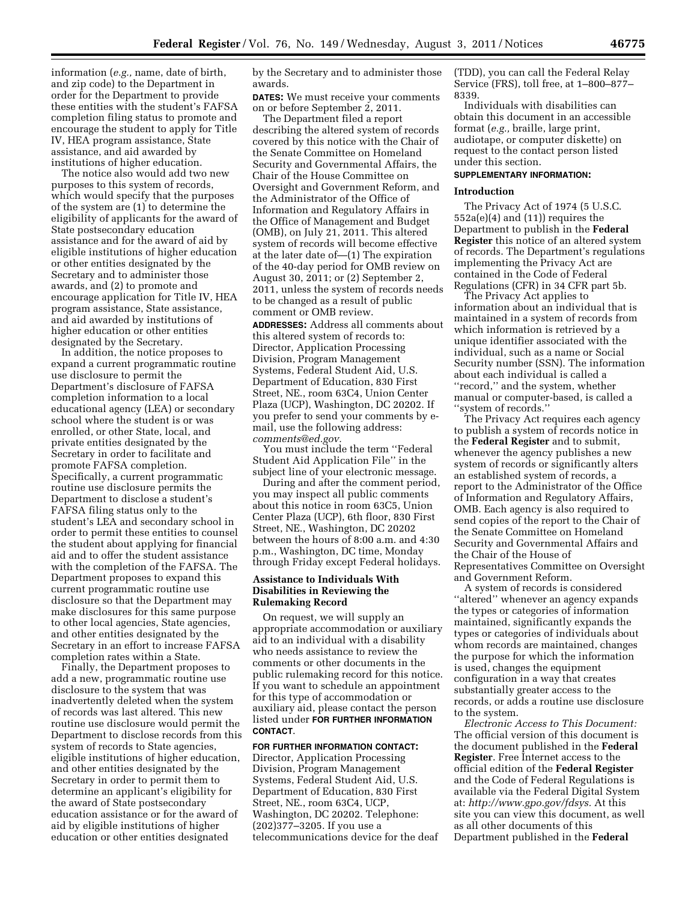information (*e.g.,* name, date of birth, and zip code) to the Department in order for the Department to provide these entities with the student's FAFSA completion filing status to promote and encourage the student to apply for Title IV, HEA program assistance, State assistance, and aid awarded by institutions of higher education.

The notice also would add two new purposes to this system of records, which would specify that the purposes of the system are (1) to determine the eligibility of applicants for the award of State postsecondary education assistance and for the award of aid by eligible institutions of higher education or other entities designated by the Secretary and to administer those awards, and (2) to promote and encourage application for Title IV, HEA program assistance, State assistance, and aid awarded by institutions of higher education or other entities designated by the Secretary.

In addition, the notice proposes to expand a current programmatic routine use disclosure to permit the Department's disclosure of FAFSA completion information to a local educational agency (LEA) or secondary school where the student is or was enrolled, or other State, local, and private entities designated by the Secretary in order to facilitate and promote FAFSA completion. Specifically, a current programmatic routine use disclosure permits the Department to disclose a student's FAFSA filing status only to the student's LEA and secondary school in order to permit these entities to counsel the student about applying for financial aid and to offer the student assistance with the completion of the FAFSA. The Department proposes to expand this current programmatic routine use disclosure so that the Department may make disclosures for this same purpose to other local agencies, State agencies, and other entities designated by the Secretary in an effort to increase FAFSA completion rates within a State.

Finally, the Department proposes to add a new, programmatic routine use disclosure to the system that was inadvertently deleted when the system of records was last altered. This new routine use disclosure would permit the Department to disclose records from this system of records to State agencies, eligible institutions of higher education, and other entities designated by the Secretary in order to permit them to determine an applicant's eligibility for the award of State postsecondary education assistance or for the award of aid by eligible institutions of higher education or other entities designated by the Secretary and to administer those awards.

**DATES:** We must receive your comments on or before September 2, 2011.

The Department filed a report describing the altered system of records covered by this notice with the Chair of the Senate Committee on Homeland Security and Governmental Affairs, the Chair of the House Committee on Oversight and Government Reform, and the Administrator of the Office of Information and Regulatory Affairs in the Office of Management and Budget (OMB), on July 21, 2011. This altered system of records will become effective at the later date of—(1) The expiration of the 40-day period for OMB review on August 30, 2011; or (2) September 2, 2011, unless the system of records needs to be changed as a result of public comment or OMB review.

**ADDRESSES:** Address all comments about this altered system of records to: Director, Application Processing Division, Program Management Systems, Federal Student Aid, U.S. Department of Education, 830 First Street, NE., room 63C4, Union Center Plaza (UCP), Washington, DC 20202. If you prefer to send your comments by e-mail, use the following address: *comments@ed.gov*.

You must include the term "Federal Student Aid Application File" in the subject line of your electronic message.

During and after the comment period, you may inspect all public comments about this notice in room 63C5, Union Center Plaza (UCP), 6th floor, 830 First Street, NE., Washington, DC 20202 between the hours of 8:00 a.m. and 4:30 p.m., Washington, DC time, Monday through Friday except Federal holidays.

### Assistance to Individuals With Disabilities in Reviewing the Rulemaking Record

On request, we will supply an appropriate accommodation or auxiliary aid to an individual with a disability who needs assistance to review the comments or other documents in the public rulemaking record for this notice. If you want to schedule an appointment for this type of accommodation or auxiliary aid, please contact the person listed under **FOR FURTHER INFORMATION CONTACT**.

**FOR FURTHER INFORMATION CONTACT:** Director, Application Processing Division, Program Management Systems, Federal Student Aid, U.S. Department of Education, 830 First Street, NE., room 63C4, UCP, Washington, DC 20202. Telephone: (202)377–3205. If you use a telecommunications device for the deaf (TDD), you can call the Federal Relay Service (FRS), toll free, at 1–800–877–8339.

Individuals with disabilities can obtain this document in an accessible format (*e.g.,* braille, large print, audiotape, or computer diskette) on request to the contact person listed under this section.

**SUPPLEMENTARY INFORMATION:**

### Introduction

The Privacy Act of 1974 (5 U.S.C. 552a(e)(4) and (11)) requires the Department to publish in the **Federal Register** this notice of an altered system of records. The Department's regulations implementing the Privacy Act are contained in the Code of Federal Regulations (CFR) in 34 CFR part 5b.

The Privacy Act applies to information about an individual that is maintained in a system of records from which information is retrieved by a unique identifier associated with the individual, such as a name or Social Security number (SSN). The information about each individual is called a "record," and the system, whether manual or computer-based, is called a "system of records."

The Privacy Act requires each agency to publish a system of records notice in the **Federal Register** and to submit, whenever the agency publishes a new system of records or significantly alters an established system of records, a report to the Administrator of the Office of Information and Regulatory Affairs, OMB. Each agency is also required to send copies of the report to the Chair of the Senate Committee on Homeland Security and Governmental Affairs and the Chair of the House of Representatives Committee on Oversight and Government Reform.

A system of records is considered "altered" whenever an agency expands the types or categories of information maintained, significantly expands the types or categories of individuals about whom records are maintained, changes the purpose for which the information is used, changes the equipment configuration in a way that creates substantially greater access to the records, or adds a routine use disclosure to the system.

*Electronic Access to This Document:* The official version of this document is the document published in the **Federal Register**. Free Internet access to the official edition of the **Federal Register** and the Code of Federal Regulations is available via the Federal Digital System at: *http://www.gpo.gov/fdsys.* At this site you can view this document, as well as all other documents of this Department published in the **Federal**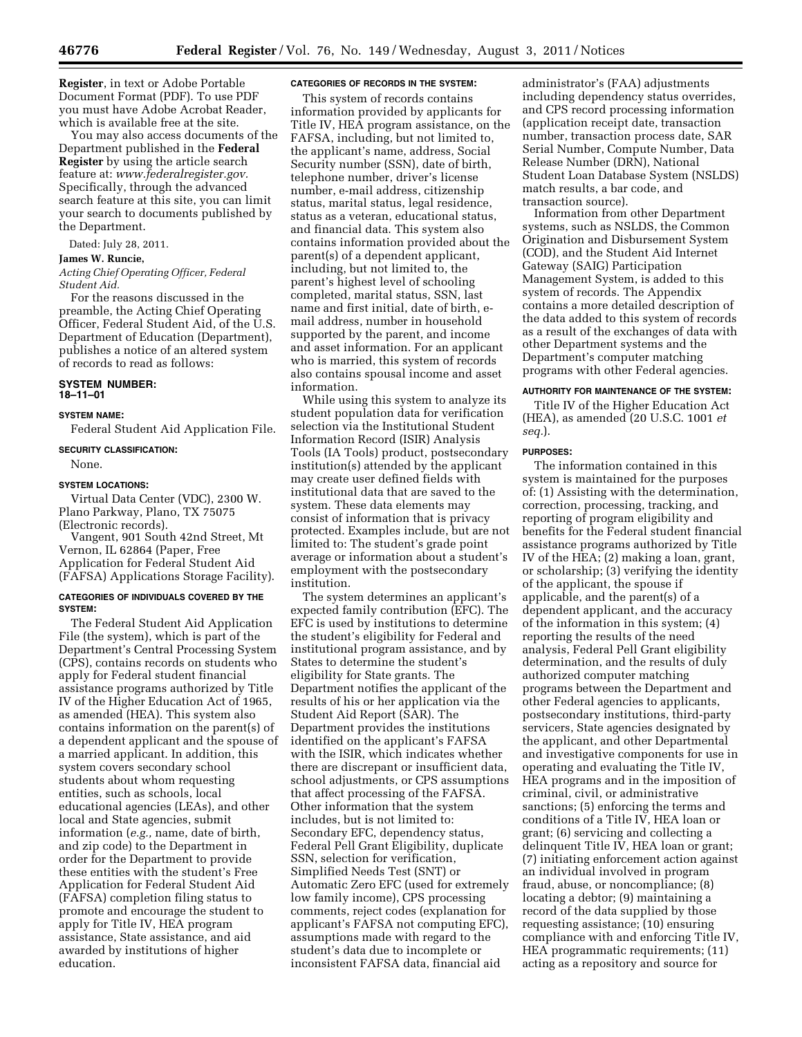**Register**, in text or Adobe Portable Document Format (PDF). To use PDF you must have Adobe Acrobat Reader, which is available free at the site.

You may also access documents of the Department published in the **Federal Register** by using the article search feature at: *www.federalregister.gov.* Specifically, through the advanced search feature at this site, you can limit your search to documents published by the Department.

Dated: July 28, 2011.

**James W. Runcie,**

*Acting Chief Operating Officer, Federal Student Aid.*

For the reasons discussed in the preamble, the Acting Chief Operating Officer, Federal Student Aid, of the U.S. Department of Education (Department), publishes a notice of an altered system of records to read as follows:

**SYSTEM NUMBER:**
**18–11–01**

**SYSTEM NAME:**

Federal Student Aid Application File.

**SECURITY CLASSIFICATION:**

None.

**SYSTEM LOCATIONS:**

Virtual Data Center (VDC), 2300 W. Plano Parkway, Plano, TX 75075 (Electronic records).

Vangent, 901 South 42nd Street, Mt Vernon, IL 62864 (Paper, Free Application for Federal Student Aid (FAFSA) Applications Storage Facility).

**CATEGORIES OF INDIVIDUALS COVERED BY THE SYSTEM:**

The Federal Student Aid Application File (the system), which is part of the Department's Central Processing System (CPS), contains records on students who apply for Federal student financial assistance programs authorized by Title IV of the Higher Education Act of 1965, as amended (HEA). This system also contains information on the parent(s) of a dependent applicant and the spouse of a married applicant. In addition, this system covers secondary school students about whom requesting entities, such as schools, local educational agencies (LEAs), and other local and State agencies, submit information (*e.g.,* name, date of birth, and zip code) to the Department in order for the Department to provide these entities with the student's Free Application for Federal Student Aid (FAFSA) completion filing status to promote and encourage the student to apply for Title IV, HEA program assistance, State assistance, and aid awarded by institutions of higher education.

**CATEGORIES OF RECORDS IN THE SYSTEM:**

This system of records contains information provided by applicants for Title IV, HEA program assistance, on the FAFSA, including, but not limited to, the applicant's name, address, Social Security number (SSN), date of birth, telephone number, driver's license number, e-mail address, citizenship status, marital status, legal residence, status as a veteran, educational status, and financial data. This system also contains information provided about the parent(s) of a dependent applicant, including, but not limited to, the parent's highest level of schooling completed, marital status, SSN, last name and first initial, date of birth, e-mail address, number in household supported by the parent, and income and asset information. For an applicant who is married, this system of records also contains spousal income and asset information.

While using this system to analyze its student population data for verification selection via the Institutional Student Information Record (ISIR) Analysis Tools (IA Tools) product, postsecondary institution(s) attended by the applicant may create user defined fields with institutional data that are saved to the system. These data elements may consist of information that is privacy protected. Examples include, but are not limited to: The student's grade point average or information about a student's employment with the postsecondary institution.

The system determines an applicant's expected family contribution (EFC). The EFC is used by institutions to determine the student's eligibility for Federal and institutional program assistance, and by States to determine the student's eligibility for State grants. The Department notifies the applicant of the results of his or her application via the Student Aid Report (SAR). The Department provides the institutions identified on the applicant's FAFSA with the ISIR, which indicates whether there are discrepant or insufficient data, school adjustments, or CPS assumptions that affect processing of the FAFSA. Other information that the system includes, but is not limited to: Secondary EFC, dependency status, Federal Pell Grant Eligibility, duplicate SSN, selection for verification, Simplified Needs Test (SNT) or Automatic Zero EFC (used for extremely low family income), CPS processing comments, reject codes (explanation for applicant's FAFSA not computing EFC), assumptions made with regard to the student's data due to incomplete or inconsistent FAFSA data, financial aid administrator's (FAA) adjustments including dependency status overrides, and CPS record processing information (application receipt date, transaction number, transaction process date, SAR Serial Number, Compute Number, Data Release Number (DRN), National Student Loan Database System (NSLDS) match results, a bar code, and transaction source).

Information from other Department systems, such as NSLDS, the Common Origination and Disbursement System (COD), and the Student Aid Internet Gateway (SAIG) Participation Management System, is added to this system of records. The Appendix contains a more detailed description of the data added to this system of records as a result of the exchanges of data with other Department systems and the Department's computer matching programs with other Federal agencies.

**AUTHORITY FOR MAINTENANCE OF THE SYSTEM:**

Title IV of the Higher Education Act (HEA), as amended (20 U.S.C. 1001 *et seq.*).

**PURPOSES:**

The information contained in this system is maintained for the purposes of: (1) Assisting with the determination, correction, processing, tracking, and reporting of program eligibility and benefits for the Federal student financial assistance programs authorized by Title IV of the HEA; (2) making a loan, grant, or scholarship; (3) verifying the identity of the applicant, the spouse if applicable, and the parent(s) of a dependent applicant, and the accuracy of the information in this system; (4) reporting the results of the need analysis, Federal Pell Grant eligibility determination, and the results of duly authorized computer matching programs between the Department and other Federal agencies to applicants, postsecondary institutions, third-party servicers, State agencies designated by the applicant, and other Departmental and investigative components for use in operating and evaluating the Title IV, HEA programs and in the imposition of criminal, civil, or administrative sanctions; (5) enforcing the terms and conditions of a Title IV, HEA loan or grant; (6) servicing and collecting a delinquent Title IV, HEA loan or grant; (7) initiating enforcement action against an individual involved in program fraud, abuse, or noncompliance; (8) locating a debtor; (9) maintaining a record of the data supplied by those requesting assistance; (10) ensuring compliance with and enforcing Title IV, HEA programmatic requirements; (11) acting as a repository and source for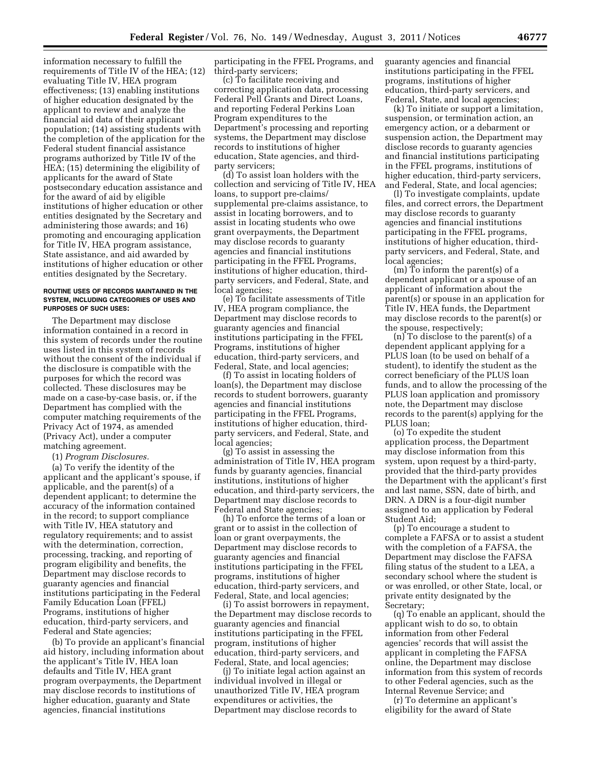information necessary to fulfill the requirements of Title IV of the HEA; (12) evaluating Title IV, HEA program effectiveness; (13) enabling institutions of higher education designated by the applicant to review and analyze the financial aid data of their applicant population; (14) assisting students with the completion of the application for the Federal student financial assistance programs authorized by Title IV of the HEA; (15) determining the eligibility of applicants for the award of State postsecondary education assistance and for the award of aid by eligible institutions of higher education or other entities designated by the Secretary and administering those awards; and 16) promoting and encouraging application for Title IV, HEA program assistance, State assistance, and aid awarded by institutions of higher education or other entities designated by the Secretary.

#### ROUTINE USES OF RECORDS MAINTAINED IN THE SYSTEM, INCLUDING CATEGORIES OF USES AND PURPOSES OF SUCH USES:

The Department may disclose information contained in a record in this system of records under the routine uses listed in this system of records without the consent of the individual if the disclosure is compatible with the purposes for which the record was collected. These disclosures may be made on a case-by-case basis, or, if the Department has complied with the computer matching requirements of the Privacy Act of 1974, as amended (Privacy Act), under a computer matching agreement.

(1) *Program Disclosures.*

(a) To verify the identity of the applicant and the applicant's spouse, if applicable, and the parent(s) of a dependent applicant; to determine the accuracy of the information contained in the record; to support compliance with Title IV, HEA statutory and regulatory requirements; and to assist with the determination, correction, processing, tracking, and reporting of program eligibility and benefits, the Department may disclose records to guaranty agencies and financial institutions participating in the Federal Family Education Loan (FFEL) Programs, institutions of higher education, third-party servicers, and Federal and State agencies;

(b) To provide an applicant's financial aid history, including information about the applicant's Title IV, HEA loan defaults and Title IV, HEA grant program overpayments, the Department may disclose records to institutions of higher education, guaranty and State agencies, financial institutions participating in the FFEL Programs, and third-party servicers;

(c) To facilitate receiving and correcting application data, processing Federal Pell Grants and Direct Loans, and reporting Federal Perkins Loan Program expenditures to the Department's processing and reporting systems, the Department may disclose records to institutions of higher education, State agencies, and third-party servicers;

(d) To assist loan holders with the collection and servicing of Title IV, HEA loans, to support pre-claims/supplemental pre-claims assistance, to assist in locating borrowers, and to assist in locating students who owe grant overpayments, the Department may disclose records to guaranty agencies and financial institutions participating in the FFEL Programs, institutions of higher education, third-party servicers, and Federal, State, and local agencies;

(e) To facilitate assessments of Title IV, HEA program compliance, the Department may disclose records to guaranty agencies and financial institutions participating in the FFEL Programs, institutions of higher education, third-party servicers, and Federal, State, and local agencies;

(f) To assist in locating holders of loan(s), the Department may disclose records to student borrowers, guaranty agencies and financial institutions participating in the FFEL Programs, institutions of higher education, third-party servicers, and Federal, State, and local agencies;

(g) To assist in assessing the administration of Title IV, HEA program funds by guaranty agencies, financial institutions, institutions of higher education, and third-party servicers, the Department may disclose records to Federal and State agencies;

(h) To enforce the terms of a loan or grant or to assist in the collection of loan or grant overpayments, the Department may disclose records to guaranty agencies and financial institutions participating in the FFEL programs, institutions of higher education, third-party servicers, and Federal, State, and local agencies;

(i) To assist borrowers in repayment, the Department may disclose records to guaranty agencies and financial institutions participating in the FFEL program, institutions of higher education, third-party servicers, and Federal, State, and local agencies;

(j) To initiate legal action against an individual involved in illegal or unauthorized Title IV, HEA program expenditures or activities, the Department may disclose records to guaranty agencies and financial institutions participating in the FFEL programs, institutions of higher education, third-party servicers, and Federal, State, and local agencies;

(k) To initiate or support a limitation, suspension, or termination action, an emergency action, or a debarment or suspension action, the Department may disclose records to guaranty agencies and financial institutions participating in the FFEL programs, institutions of higher education, third-party servicers, and Federal, State, and local agencies;

(l) To investigate complaints, update files, and correct errors, the Department may disclose records to guaranty agencies and financial institutions participating in the FFEL programs, institutions of higher education, third-party servicers, and Federal, State, and local agencies;

(m) To inform the parent(s) of a dependent applicant or a spouse of an applicant of information about the parent(s) or spouse in an application for Title IV, HEA funds, the Department may disclose records to the parent(s) or the spouse, respectively;

(n) To disclose to the parent(s) of a dependent applicant applying for a PLUS loan (to be used on behalf of a student), to identify the student as the correct beneficiary of the PLUS loan funds, and to allow the processing of the PLUS loan application and promissory note, the Department may disclose records to the parent(s) applying for the PLUS loan;

(o) To expedite the student application process, the Department may disclose information from this system, upon request by a third-party, provided that the third-party provides the Department with the applicant's first and last name, SSN, date of birth, and DRN. A DRN is a four-digit number assigned to an application by Federal Student Aid;

(p) To encourage a student to complete a FAFSA or to assist a student with the completion of a FAFSA, the Department may disclose the FAFSA filing status of the student to a LEA, a secondary school where the student is or was enrolled, or other State, local, or private entity designated by the Secretary;

(q) To enable an applicant, should the applicant wish to do so, to obtain information from other Federal agencies' records that will assist the applicant in completing the FAFSA online, the Department may disclose information from this system of records to other Federal agencies, such as the Internal Revenue Service; and

(r) To determine an applicant's eligibility for the award of State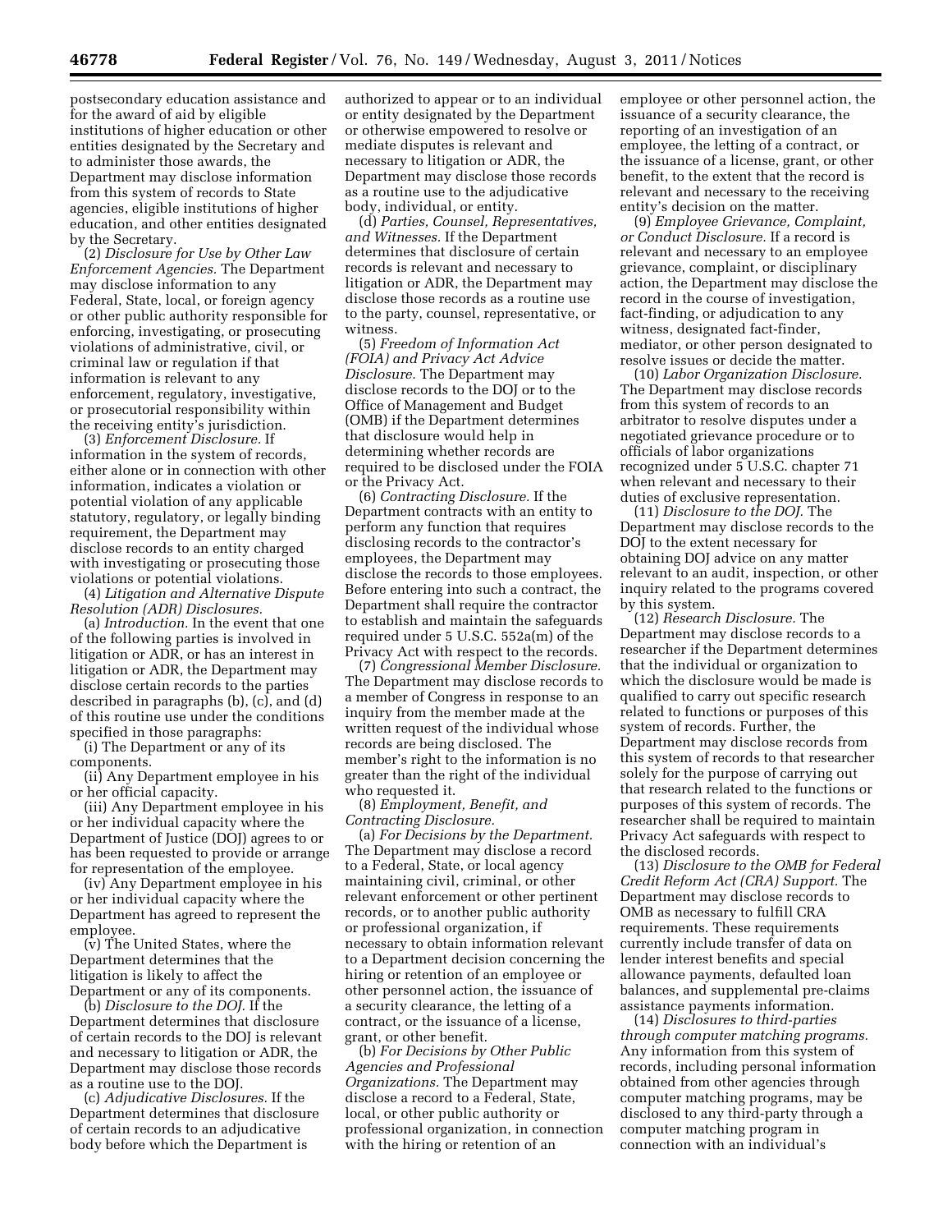postsecondary education assistance and for the award of aid by eligible institutions of higher education or other entities designated by the Secretary and to administer those awards, the Department may disclose information from this system of records to State agencies, eligible institutions of higher education, and other entities designated by the Secretary.

(2) *Disclosure for Use by Other Law Enforcement Agencies.* The Department may disclose information to any Federal, State, local, or foreign agency or other public authority responsible for enforcing, investigating, or prosecuting violations of administrative, civil, or criminal law or regulation if that information is relevant to any enforcement, regulatory, investigative, or prosecutorial responsibility within the receiving entity's jurisdiction.

(3) *Enforcement Disclosure.* If information in the system of records, either alone or in connection with other information, indicates a violation or potential violation of any applicable statutory, regulatory, or legally binding requirement, the Department may disclose records to an entity charged with investigating or prosecuting those violations or potential violations.

(4) *Litigation and Alternative Dispute Resolution (ADR) Disclosures.*

(a) *Introduction.* In the event that one of the following parties is involved in litigation or ADR, or has an interest in litigation or ADR, the Department may disclose certain records to the parties described in paragraphs (b), (c), and (d) of this routine use under the conditions specified in those paragraphs:

(i) The Department or any of its components.

(ii) Any Department employee in his or her official capacity.

(iii) Any Department employee in his or her individual capacity where the Department of Justice (DOJ) agrees to or has been requested to provide or arrange for representation of the employee.

(iv) Any Department employee in his or her individual capacity where the Department has agreed to represent the employee.

(v) The United States, where the Department determines that the litigation is likely to affect the Department or any of its components.

(b) *Disclosure to the DOJ.* If the Department determines that disclosure of certain records to the DOJ is relevant and necessary to litigation or ADR, the Department may disclose those records as a routine use to the DOJ.

(c) *Adjudicative Disclosures.* If the Department determines that disclosure of certain records to an adjudicative body before which the Department is authorized to appear or to an individual or entity designated by the Department or otherwise empowered to resolve or mediate disputes is relevant and necessary to litigation or ADR, the Department may disclose those records as a routine use to the adjudicative body, individual, or entity.

(d) *Parties, Counsel, Representatives, and Witnesses.* If the Department determines that disclosure of certain records is relevant and necessary to litigation or ADR, the Department may disclose those records as a routine use to the party, counsel, representative, or witness.

(5) *Freedom of Information Act (FOIA) and Privacy Act Advice Disclosure.* The Department may disclose records to the DOJ or to the Office of Management and Budget (OMB) if the Department determines that disclosure would help in determining whether records are required to be disclosed under the FOIA or the Privacy Act.

(6) *Contracting Disclosure.* If the Department contracts with an entity to perform any function that requires disclosing records to the contractor's employees, the Department may disclose the records to those employees. Before entering into such a contract, the Department shall require the contractor to establish and maintain the safeguards required under 5 U.S.C. 552a(m) of the Privacy Act with respect to the records.

(7) *Congressional Member Disclosure.* The Department may disclose records to a member of Congress in response to an inquiry from the member made at the written request of the individual whose records are being disclosed. The member's right to the information is no greater than the right of the individual who requested it.

(8) *Employment, Benefit, and Contracting Disclosure.*

(a) *For Decisions by the Department.* The Department may disclose a record to a Federal, State, or local agency maintaining civil, criminal, or other relevant enforcement or other pertinent records, or to another public authority or professional organization, if necessary to obtain information relevant to a Department decision concerning the hiring or retention of an employee or other personnel action, the issuance of a security clearance, the letting of a contract, or the issuance of a license, grant, or other benefit.

(b) *For Decisions by Other Public Agencies and Professional Organizations.* The Department may disclose a record to a Federal, State, local, or other public authority or professional organization, in connection with the hiring or retention of an employee or other personnel action, the issuance of a security clearance, the reporting of an investigation of an employee, the letting of a contract, or the issuance of a license, grant, or other benefit, to the extent that the record is relevant and necessary to the receiving entity's decision on the matter.

(9) *Employee Grievance, Complaint, or Conduct Disclosure.* If a record is relevant and necessary to an employee grievance, complaint, or disciplinary action, the Department may disclose the record in the course of investigation, fact-finding, or adjudication to any witness, designated fact-finder, mediator, or other person designated to resolve issues or decide the matter.

(10) *Labor Organization Disclosure.* The Department may disclose records from this system of records to an arbitrator to resolve disputes under a negotiated grievance procedure or to officials of labor organizations recognized under 5 U.S.C. chapter 71 when relevant and necessary to their duties of exclusive representation.

(11) *Disclosure to the DOJ.* The Department may disclose records to the DOJ to the extent necessary for obtaining DOJ advice on any matter relevant to an audit, inspection, or other inquiry related to the programs covered by this system.

(12) *Research Disclosure.* The Department may disclose records to a researcher if the Department determines that the individual or organization to which the disclosure would be made is qualified to carry out specific research related to functions or purposes of this system of records. Further, the Department may disclose records from this system of records to that researcher solely for the purpose of carrying out that research related to the functions or purposes of this system of records. The researcher shall be required to maintain Privacy Act safeguards with respect to the disclosed records.

(13) *Disclosure to the OMB for Federal Credit Reform Act (CRA) Support.* The Department may disclose records to OMB as necessary to fulfill CRA requirements. These requirements currently include transfer of data on lender interest benefits and special allowance payments, defaulted loan balances, and supplemental pre-claims assistance payments information.

(14) *Disclosures to third-parties through computer matching programs.* Any information from this system of records, including personal information obtained from other agencies through computer matching programs, may be disclosed to any third-party through a computer matching program in connection with an individual's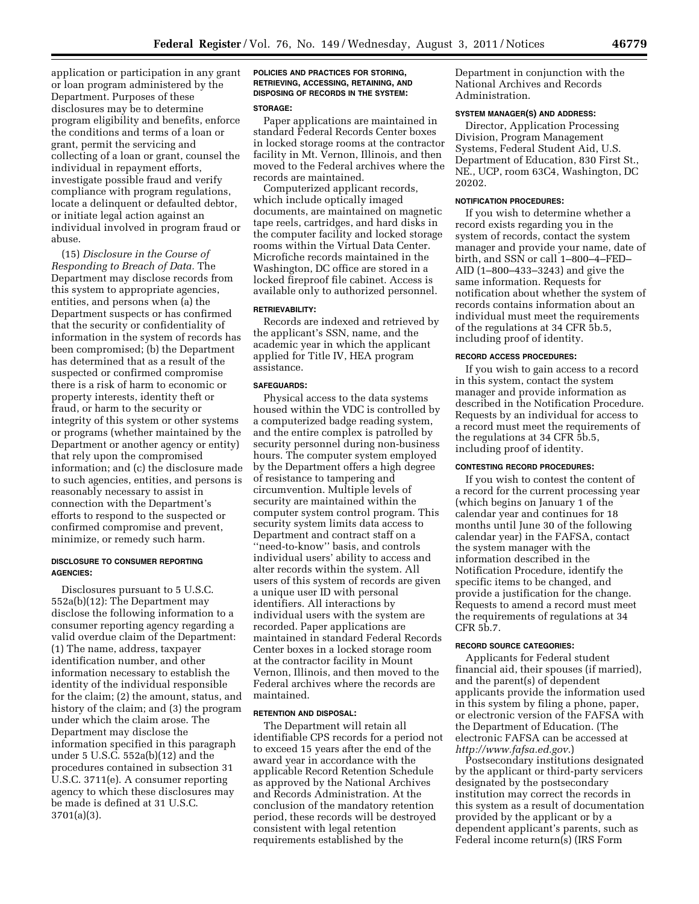application or participation in any grant or loan program administered by the Department. Purposes of these disclosures may be to determine program eligibility and benefits, enforce the conditions and terms of a loan or grant, permit the servicing and collecting of a loan or grant, counsel the individual in repayment efforts, investigate possible fraud and verify compliance with program regulations, locate a delinquent or defaulted debtor, or initiate legal action against an individual involved in program fraud or abuse.

(15) *Disclosure in the Course of Responding to Breach of Data.* The Department may disclose records from this system to appropriate agencies, entities, and persons when (a) the Department suspects or has confirmed that the security or confidentiality of information in the system of records has been compromised; (b) the Department has determined that as a result of the suspected or confirmed compromise there is a risk of harm to economic or property interests, identity theft or fraud, or harm to the security or integrity of this system or other systems or programs (whether maintained by the Department or another agency or entity) that rely upon the compromised information; and (c) the disclosure made to such agencies, entities, and persons is reasonably necessary to assist in connection with the Department's efforts to respond to the suspected or confirmed compromise and prevent, minimize, or remedy such harm.

#### DISCLOSURE TO CONSUMER REPORTING AGENCIES:

Disclosures pursuant to 5 U.S.C. 552a(b)(12): The Department may disclose the following information to a consumer reporting agency regarding a valid overdue claim of the Department: (1) The name, address, taxpayer identification number, and other information necessary to establish the identity of the individual responsible for the claim; (2) the amount, status, and history of the claim; and (3) the program under which the claim arose. The Department may disclose the information specified in this paragraph under 5 U.S.C. 552a(b)(12) and the procedures contained in subsection 31 U.S.C. 3711(e). A consumer reporting agency to which these disclosures may be made is defined at 31 U.S.C. 3701(a)(3).

#### POLICIES AND PRACTICES FOR STORING, RETRIEVING, ACCESSING, RETAINING, AND DISPOSING OF RECORDS IN THE SYSTEM:

#### STORAGE:

Paper applications are maintained in standard Federal Records Center boxes in locked storage rooms at the contractor facility in Mt. Vernon, Illinois, and then moved to the Federal archives where the records are maintained.

Computerized applicant records, which include optically imaged documents, are maintained on magnetic tape reels, cartridges, and hard disks in the computer facility and locked storage rooms within the Virtual Data Center. Microfiche records maintained in the Washington, DC office are stored in a locked fireproof file cabinet. Access is available only to authorized personnel.

#### RETRIEVABILITY:

Records are indexed and retrieved by the applicant's SSN, name, and the academic year in which the applicant applied for Title IV, HEA program assistance.

#### SAFEGUARDS:

Physical access to the data systems housed within the VDC is controlled by a computerized badge reading system, and the entire complex is patrolled by security personnel during non-business hours. The computer system employed by the Department offers a high degree of resistance to tampering and circumvention. Multiple levels of security are maintained within the computer system control program. This security system limits data access to Department and contract staff on a "need-to-know" basis, and controls individual users' ability to access and alter records within the system. All users of this system of records are given a unique user ID with personal identifiers. All interactions by individual users with the system are recorded. Paper applications are maintained in standard Federal Records Center boxes in a locked storage room at the contractor facility in Mount Vernon, Illinois, and then moved to the Federal archives where the records are maintained.

#### RETENTION AND DISPOSAL:

The Department will retain all identifiable CPS records for a period not to exceed 15 years after the end of the award year in accordance with the applicable Record Retention Schedule as approved by the National Archives and Records Administration. At the conclusion of the mandatory retention period, these records will be destroyed consistent with legal retention requirements established by the Department in conjunction with the National Archives and Records Administration.

#### SYSTEM MANAGER(S) AND ADDRESS:

Director, Application Processing Division, Program Management Systems, Federal Student Aid, U.S. Department of Education, 830 First St., NE., UCP, room 63C4, Washington, DC 20202.

#### NOTIFICATION PROCEDURES:

If you wish to determine whether a record exists regarding you in the system of records, contact the system manager and provide your name, date of birth, and SSN or call 1–800–4–FED–AID (1–800–433–3243) and give the same information. Requests for notification about whether the system of records contains information about an individual must meet the requirements of the regulations at 34 CFR 5b.5, including proof of identity.

#### RECORD ACCESS PROCEDURES:

If you wish to gain access to a record in this system, contact the system manager and provide information as described in the Notification Procedure. Requests by an individual for access to a record must meet the requirements of the regulations at 34 CFR 5b.5, including proof of identity.

#### CONTESTING RECORD PROCEDURES:

If you wish to contest the content of a record for the current processing year (which begins on January 1 of the calendar year and continues for 18 months until June 30 of the following calendar year) in the FAFSA, contact the system manager with the information described in the Notification Procedure, identify the specific items to be changed, and provide a justification for the change. Requests to amend a record must meet the requirements of regulations at 34 CFR 5b.7.

#### RECORD SOURCE CATEGORIES:

Applicants for Federal student financial aid, their spouses (if married), and the parent(s) of dependent applicants provide the information used in this system by filing a phone, paper, or electronic version of the FAFSA with the Department of Education. (The electronic FAFSA can be accessed at *http://www.fafsa.ed.gov*.)

Postsecondary institutions designated by the applicant or third-party servicers designated by the postsecondary institution may correct the records in this system as a result of documentation provided by the applicant or by a dependent applicant's parents, such as Federal income return(s) (IRS Form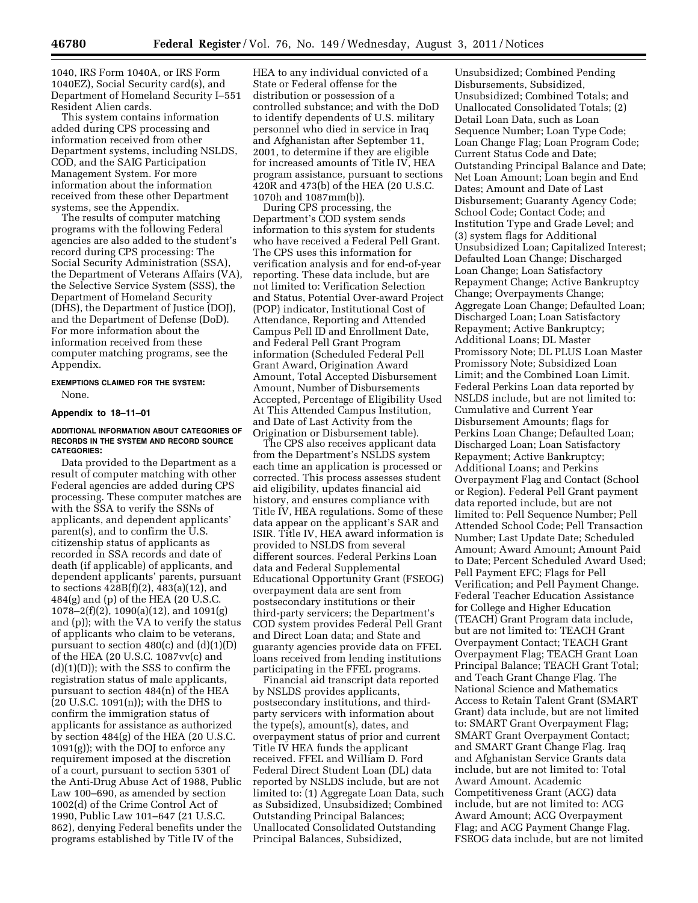1040, IRS Form 1040A, or IRS Form 1040EZ), Social Security card(s), and Department of Homeland Security I–551 Resident Alien cards.

This system contains information added during CPS processing and information received from other Department systems, including NSLDS, COD, and the SAIG Participation Management System. For more information about the information received from these other Department systems, see the Appendix.

The results of computer matching programs with the following Federal agencies are also added to the student's record during CPS processing: The Social Security Administration (SSA), the Department of Veterans Affairs (VA), the Selective Service System (SSS), the Department of Homeland Security (DHS), the Department of Justice (DOJ), and the Department of Defense (DoD). For more information about the information received from these computer matching programs, see the Appendix.

**EXEMPTIONS CLAIMED FOR THE SYSTEM:**

None.

### Appendix to 18–11–01

**ADDITIONAL INFORMATION ABOUT CATEGORIES OF RECORDS IN THE SYSTEM AND RECORD SOURCE CATEGORIES:**

Data provided to the Department as a result of computer matching with other Federal agencies are added during CPS processing. These computer matches are with the SSA to verify the SSNs of applicants, and dependent applicants' parent(s), and to confirm the U.S. citizenship status of applicants as recorded in SSA records and date of death (if applicable) of applicants, and dependent applicants' parents, pursuant to sections 428B(f)(2), 483(a)(12), and 484(g) and (p) of the HEA (20 U.S.C. 1078–2(f)(2), 1090(a)(12), and 1091(g) and (p)); with the VA to verify the status of applicants who claim to be veterans, pursuant to section 480(c) and (d)(1)(D) of the HEA (20 U.S.C. 1087vv(c) and (d)(1)(D)); with the SSS to confirm the registration status of male applicants, pursuant to section 484(n) of the HEA (20 U.S.C. 1091(n)); with the DHS to confirm the immigration status of applicants for assistance as authorized by section 484(g) of the HEA (20 U.S.C. 1091(g)); with the DOJ to enforce any requirement imposed at the discretion of a court, pursuant to section 5301 of the Anti-Drug Abuse Act of 1988, Public Law 100–690, as amended by section 1002(d) of the Crime Control Act of 1990, Public Law 101–647 (21 U.S.C. 862), denying Federal benefits under the programs established by Title IV of the HEA to any individual convicted of a State or Federal offense for the distribution or possession of a controlled substance; and with the DoD to identify dependents of U.S. military personnel who died in service in Iraq and Afghanistan after September 11, 2001, to determine if they are eligible for increased amounts of Title IV, HEA program assistance, pursuant to sections 420R and 473(b) of the HEA (20 U.S.C. 1070h and 1087mm(b)).

During CPS processing, the Department's COD system sends information to this system for students who have received a Federal Pell Grant. The CPS uses this information for verification analysis and for end-of-year reporting. These data include, but are not limited to: Verification Selection and Status, Potential Over-award Project (POP) indicator, Institutional Cost of Attendance, Reporting and Attended Campus Pell ID and Enrollment Date, and Federal Pell Grant Program information (Scheduled Federal Pell Grant Award, Origination Award Amount, Total Accepted Disbursement Amount, Number of Disbursements Accepted, Percentage of Eligibility Used At This Attended Campus Institution, and Date of Last Activity from the Origination or Disbursement table).

The CPS also receives applicant data from the Department's NSLDS system each time an application is processed or corrected. This process assesses student aid eligibility, updates financial aid history, and ensures compliance with Title IV, HEA regulations. Some of these data appear on the applicant's SAR and ISIR. Title IV, HEA award information is provided to NSLDS from several different sources. Federal Perkins Loan data and Federal Supplemental Educational Opportunity Grant (FSEOG) overpayment data are sent from postsecondary institutions or their third-party servicers; the Department's COD system provides Federal Pell Grant and Direct Loan data; and State and guaranty agencies provide data on FFEL loans received from lending institutions participating in the FFEL programs.

Financial aid transcript data reported by NSLDS provides applicants, postsecondary institutions, and third-party servicers with information about the type(s), amount(s), dates, and overpayment status of prior and current Title IV HEA funds the applicant received. FFEL and William D. Ford Federal Direct Student Loan (DL) data reported by NSLDS include, but are not limited to: (1) Aggregate Loan Data, such as Subsidized, Unsubsidized; Combined Outstanding Principal Balances; Unallocated Consolidated Outstanding Principal Balances, Subsidized, Unsubsidized; Combined Pending Disbursements, Subsidized, Unsubsidized; Combined Totals; and Unallocated Consolidated Totals; (2) Detail Loan Data, such as Loan Sequence Number; Loan Type Code; Loan Change Flag; Loan Program Code; Current Status Code and Date; Outstanding Principal Balance and Date; Net Loan Amount; Loan begin and End Dates; Amount and Date of Last Disbursement; Guaranty Agency Code; School Code; Contact Code; and Institution Type and Grade Level; and (3) system flags for Additional Unsubsidized Loan; Capitalized Interest; Defaulted Loan Change; Discharged Loan Change; Loan Satisfactory Repayment Change; Active Bankruptcy Change; Overpayments Change; Aggregate Loan Change; Defaulted Loan; Discharged Loan; Loan Satisfactory Repayment; Active Bankruptcy; Additional Loans; DL Master Promissory Note; DL PLUS Loan Master Promissory Note; Subsidized Loan Limit; and the Combined Loan Limit. Federal Perkins Loan data reported by NSLDS include, but are not limited to: Cumulative and Current Year Disbursement Amounts; flags for Perkins Loan Change; Defaulted Loan; Discharged Loan; Loan Satisfactory Repayment; Active Bankruptcy; Additional Loans; and Perkins Overpayment Flag and Contact (School or Region). Federal Pell Grant payment data reported include, but are not limited to: Pell Sequence Number; Pell Attended School Code; Pell Transaction Number; Last Update Date; Scheduled Amount; Award Amount; Amount Paid to Date; Percent Scheduled Award Used; Pell Payment EFC; Flags for Pell Verification; and Pell Payment Change. Federal Teacher Education Assistance for College and Higher Education (TEACH) Grant Program data include, but are not limited to: TEACH Grant Overpayment Contact; TEACH Grant Overpayment Flag; TEACH Grant Loan Principal Balance; TEACH Grant Total; and Teach Grant Change Flag. The National Science and Mathematics Access to Retain Talent Grant (SMART Grant) data include, but are not limited to: SMART Grant Overpayment Flag; SMART Grant Overpayment Contact; and SMART Grant Change Flag. Iraq and Afghanistan Service Grants data include, but are not limited to: Total Award Amount. Academic Competitiveness Grant (ACG) data include, but are not limited to: ACG Award Amount; ACG Overpayment Flag; and ACG Payment Change Flag. FSEOG data include, but are not limited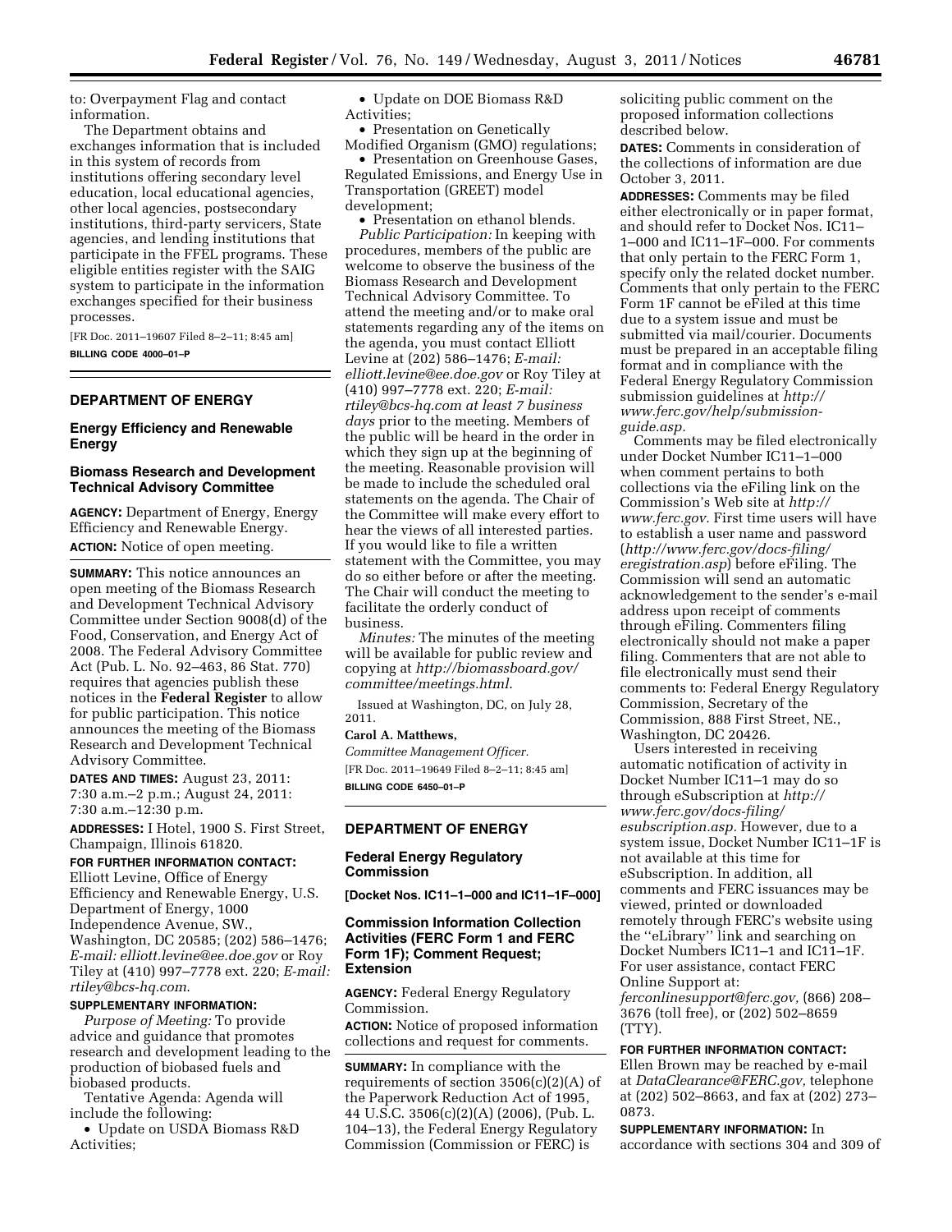to: Overpayment Flag and contact information.

The Department obtains and exchanges information that is included in this system of records from institutions offering secondary level education, local educational agencies, other local agencies, postsecondary institutions, third-party servicers, State agencies, and lending institutions that participate in the FFEL programs. These eligible entities register with the SAIG system to participate in the information exchanges specified for their business processes.

[FR Doc. 2011–19607 Filed 8–2–11; 8:45 am]

**BILLING CODE 4000–01–P**

## DEPARTMENT OF ENERGY

### Energy Efficiency and Renewable Energy

### Biomass Research and Development Technical Advisory Committee

**AGENCY:** Department of Energy, Energy Efficiency and Renewable Energy.

**ACTION:** Notice of open meeting.

**SUMMARY:** This notice announces an open meeting of the Biomass Research and Development Technical Advisory Committee under Section 9008(d) of the Food, Conservation, and Energy Act of 2008. The Federal Advisory Committee Act (Pub. L. No. 92–463, 86 Stat. 770) requires that agencies publish these notices in the **Federal Register** to allow for public participation. This notice announces the meeting of the Biomass Research and Development Technical Advisory Committee.

**DATES AND TIMES:** August 23, 2011: 7:30 a.m.–2 p.m.; August 24, 2011: 7:30 a.m.–12:30 p.m.

**ADDRESSES:** I Hotel, 1900 S. First Street, Champaign, Illinois 61820.

**FOR FURTHER INFORMATION CONTACT:** Elliott Levine, Office of Energy Efficiency and Renewable Energy, U.S. Department of Energy, 1000 Independence Avenue, SW., Washington, DC 20585; (202) 586–1476; *E-mail: elliott.levine@ee.doe.gov* or Roy Tiley at (410) 997–7778 ext. 220; *E-mail: rtiley@bcs-hq.com*.

**SUPPLEMENTARY INFORMATION:**

*Purpose of Meeting:* To provide advice and guidance that promotes research and development leading to the production of biobased fuels and biobased products.

Tentative Agenda: Agenda will include the following:

- Update on USDA Biomass R&D Activities;
- Update on DOE Biomass R&D Activities;
- Presentation on Genetically Modified Organism (GMO) regulations;
- Presentation on Greenhouse Gases, Regulated Emissions, and Energy Use in Transportation (GREET) model development;
- Presentation on ethanol blends.

*Public Participation:* In keeping with procedures, members of the public are welcome to observe the business of the Biomass Research and Development Technical Advisory Committee. To attend the meeting and/or to make oral statements regarding any of the items on the agenda, you must contact Elliott Levine at (202) 586–1476; *E-mail: elliott.levine@ee.doe.gov* or Roy Tiley at (410) 997–7778 ext. 220; *E-mail: rtiley@bcs-hq.com at least 7 business days* prior to the meeting. Members of the public will be heard in the order in which they sign up at the beginning of the meeting. Reasonable provision will be made to include the scheduled oral statements on the agenda. The Chair of the Committee will make every effort to hear the views of all interested parties. If you would like to file a written statement with the Committee, you may do so either before or after the meeting. The Chair will conduct the meeting to facilitate the orderly conduct of business.

*Minutes:* The minutes of the meeting will be available for public review and copying at *http://biomassboard.gov/committee/meetings.html*.

Issued at Washington, DC, on July 28, 2011.

**Carol A. Matthews,**

*Committee Management Officer.*

[FR Doc. 2011–19649 Filed 8–2–11; 8:45 am]

**BILLING CODE 6450–01–P**

## DEPARTMENT OF ENERGY

### Federal Energy Regulatory Commission

**[Docket Nos. IC11–1–000 and IC11–1F–000]**

### Commission Information Collection Activities (FERC Form 1 and FERC Form 1F); Comment Request; Extension

**AGENCY:** Federal Energy Regulatory Commission.

**ACTION:** Notice of proposed information collections and request for comments.

**SUMMARY:** In compliance with the requirements of section 3506(c)(2)(A) of the Paperwork Reduction Act of 1995, 44 U.S.C. 3506(c)(2)(A) (2006), (Pub. L. 104–13), the Federal Energy Regulatory Commission (Commission or FERC) is soliciting public comment on the proposed information collections described below.

**DATES:** Comments in consideration of the collections of information are due October 3, 2011.

**ADDRESSES:** Comments may be filed either electronically or in paper format, and should refer to Docket Nos. IC11–1–000 and IC11–1F–000. For comments that only pertain to the FERC Form 1, specify only the related docket number. Comments that only pertain to the FERC Form 1F cannot be eFiled at this time due to a system issue and must be submitted via mail/courier. Documents must be prepared in an acceptable filing format and in compliance with the Federal Energy Regulatory Commission submission guidelines at *http://www.ferc.gov/help/submission-guide.asp.*

Comments may be filed electronically under Docket Number IC11–1–000 when comment pertains to both collections via the eFiling link on the Commission's Web site at *http://www.ferc.gov.* First time users will have to establish a user name and password (*http://www.ferc.gov/docs-filing/eregistration.asp*) before eFiling. The Commission will send an automatic acknowledgement to the sender's e-mail address upon receipt of comments through eFiling. Commenters filing electronically should not make a paper filing. Commenters that are not able to file electronically must send their comments to: Federal Energy Regulatory Commission, Secretary of the Commission, 888 First Street, NE., Washington, DC 20426.

Users interested in receiving automatic notification of activity in Docket Number IC11–1 may do so through eSubscription at *http://www.ferc.gov/docs-filing/esubscription.asp.* However, due to a system issue, Docket Number IC11–1F is not available at this time for eSubscription. In addition, all comments and FERC issuances may be viewed, printed or downloaded remotely through FERC's website using the ''eLibrary'' link and searching on Docket Numbers IC11–1 and IC11–1F. For user assistance, contact FERC Online Support at: *ferconlinesupport@ferc.gov,* (866) 208–3676 (toll free), or (202) 502–8659 (TTY).

**FOR FURTHER INFORMATION CONTACT:** Ellen Brown may be reached by e-mail at *DataClearance@FERC.gov,* telephone at (202) 502–8663, and fax at (202) 273–0873.

**SUPPLEMENTARY INFORMATION:** In accordance with sections 304 and 309 of